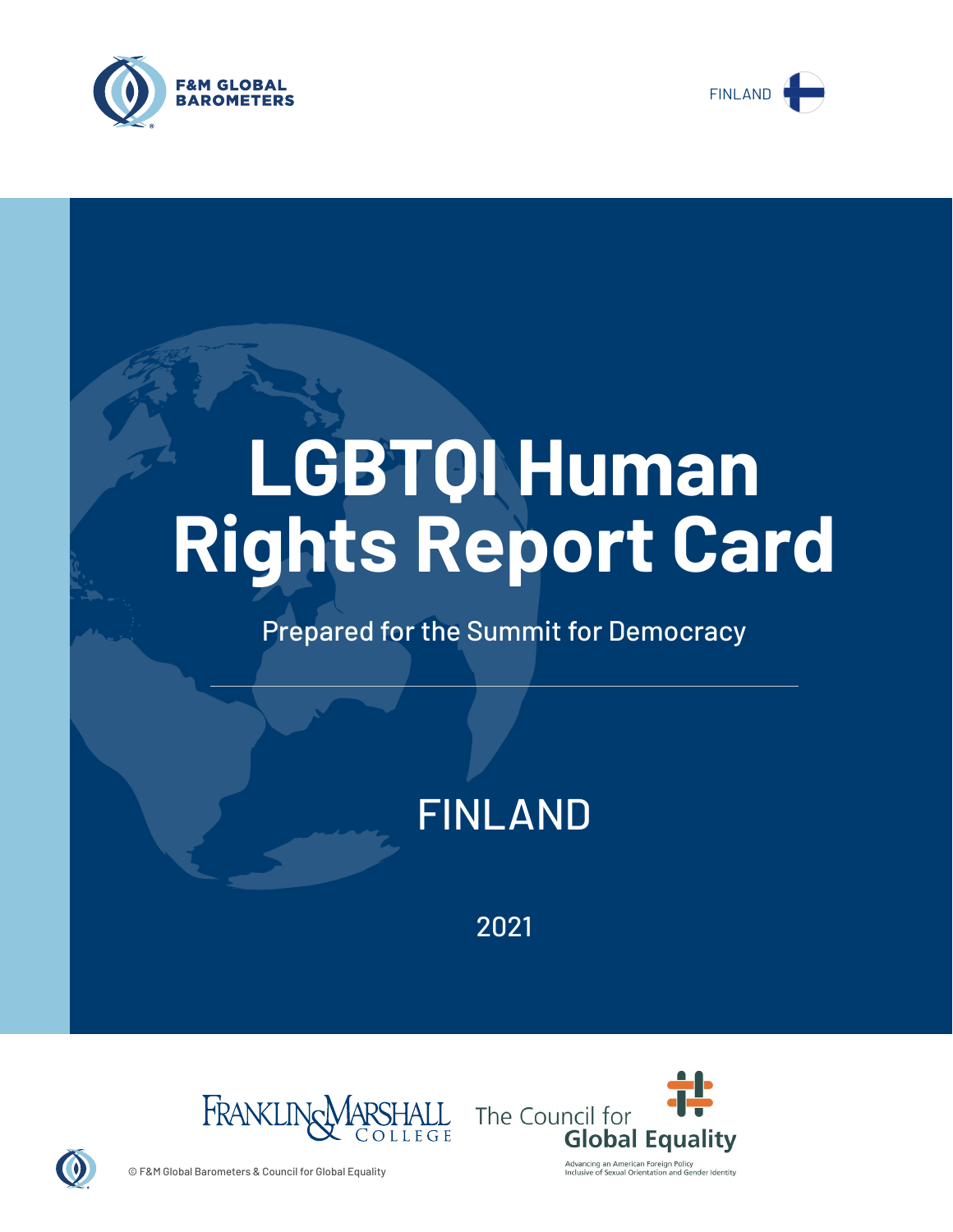F&M GLOBAL BAROMETERS

FINLAND

# LGBTQI Human Rights Report Card

Prepared for the Summit for Democracy

## FINLAND

2021

Franklin & Marshall College

The Council for Global Equality

Advancing an American Foreign Policy Inclusive of Sexual Orientation and Gender Identity

© F&M Global Barometers & Council for Global Equality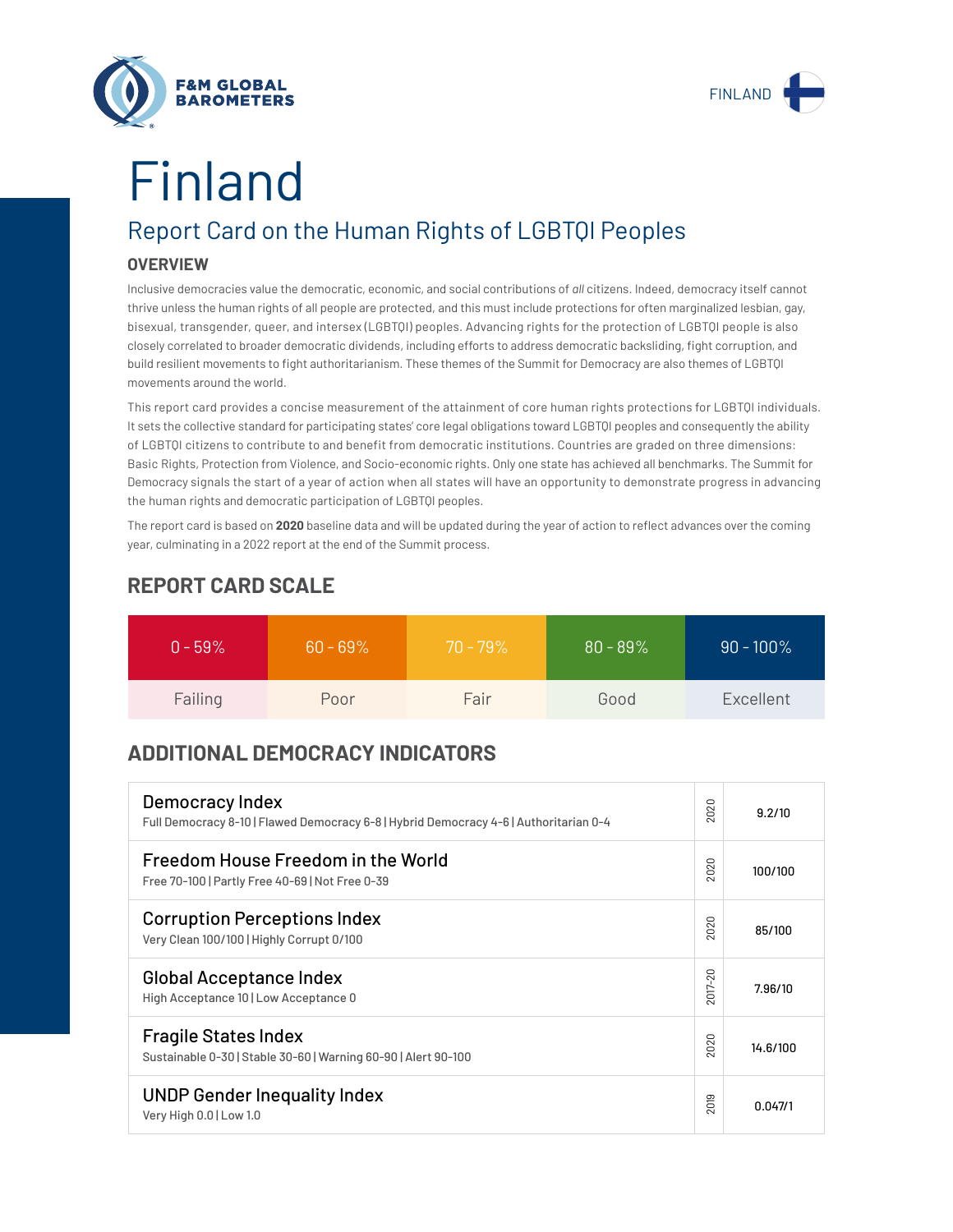# Finland

## Report Card on the Human Rights of LGBTQI Peoples

### OVERVIEW

Inclusive democracies value the democratic, economic, and social contributions of *all* citizens. Indeed, democracy itself cannot thrive unless the human rights of all people are protected, and this must include protections for often marginalized lesbian, gay, bisexual, transgender, queer, and intersex (LGBTQI) peoples. Advancing rights for the protection of LGBTQI people is also closely correlated to broader democratic dividends, including efforts to address democratic backsliding, fight corruption, and build resilient movements to fight authoritarianism. These themes of the Summit for Democracy are also themes of LGBTQI movements around the world.

This report card provides a concise measurement of the attainment of core human rights protections for LGBTQI individuals. It sets the collective standard for participating states' core legal obligations toward LGBTQI peoples and consequently the ability of LGBTQI citizens to contribute to and benefit from democratic institutions. Countries are graded on three dimensions: Basic Rights, Protection from Violence, and Socio-economic rights. Only one state has achieved all benchmarks. The Summit for Democracy signals the start of a year of action when all states will have an opportunity to demonstrate progress in advancing the human rights and democratic participation of LGBTQI peoples.

The report card is based on **2020** baseline data and will be updated during the year of action to reflect advances over the coming year, culminating in a 2022 report at the end of the Summit process.

## REPORT CARD SCALE

| 0 - 59% | 60 - 69% | 70 - 79% | 80 - 89% | 90 - 100% |
|---|---|---|---|---|
| Failing | Poor | Fair | Good | Excellent |

## ADDITIONAL DEMOCRACY INDICATORS

| Indicator | Year | Score |
|---|---|---|
| **Democracy Index**<br>Full Democracy 8-10 \| Flawed Democracy 6-8 \| Hybrid Democracy 4-6 \| Authoritarian 0-4 | 2020 | 9.2/10 |
| **Freedom House Freedom in the World**<br>Free 70-100 \| Partly Free 40-69 \| Not Free 0-39 | 2020 | 100/100 |
| **Corruption Perceptions Index**<br>Very Clean 100/100 \| Highly Corrupt 0/100 | 2020 | 85/100 |
| **Global Acceptance Index**<br>High Acceptance 10 \| Low Acceptance 0 | 2017-20 | 7.96/10 |
| **Fragile States Index**<br>Sustainable 0-30 \| Stable 30-60 \| Warning 60-90 \| Alert 90-100 | 2020 | 14.6/100 |
| **UNDP Gender Inequality Index**<br>Very High 0.0 \| Low 1.0 | 2019 | 0.047/1 |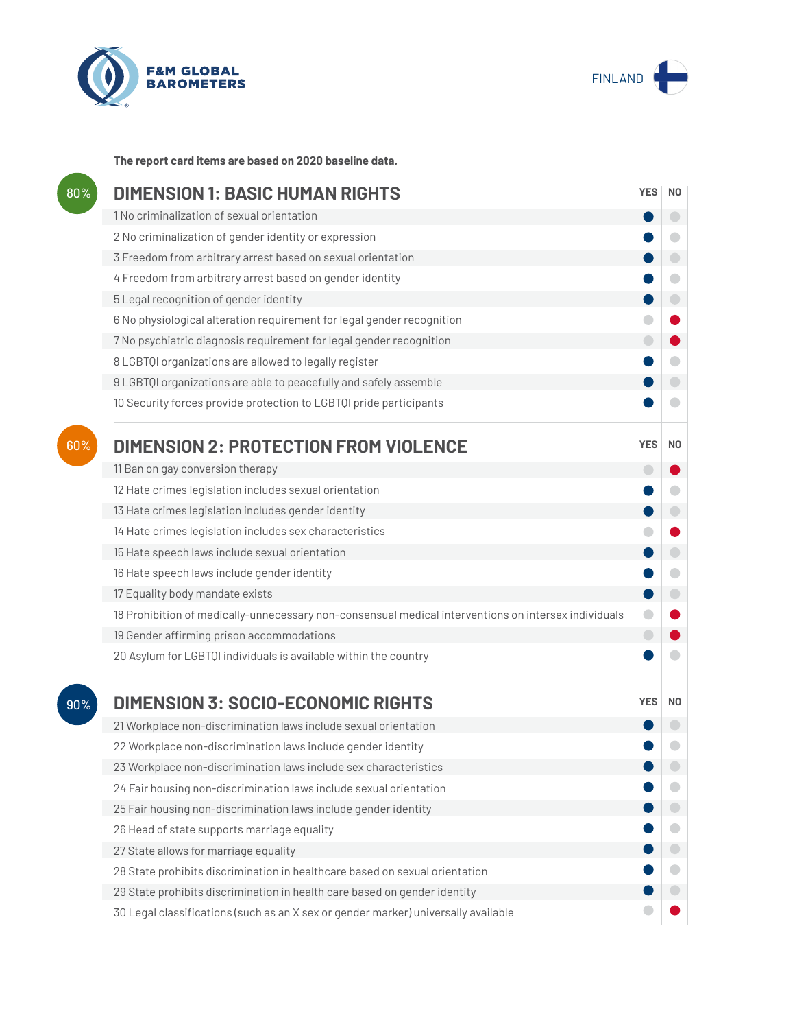F&M GLOBAL BAROMETERS

FINLAND

**The report card items are based on 2020 baseline data.**

## DIMENSION 1: BASIC HUMAN RIGHTS

80%

| Item | YES | NO |
|---|---|---|
| 1 No criminalization of sexual orientation | ● | |
| 2 No criminalization of gender identity or expression | ● | |
| 3 Freedom from arbitrary arrest based on sexual orientation | ● | |
| 4 Freedom from arbitrary arrest based on gender identity | ● | |
| 5 Legal recognition of gender identity | ● | |
| 6 No physiological alteration requirement for legal gender recognition | | ● |
| 7 No psychiatric diagnosis requirement for legal gender recognition | | ● |
| 8 LGBTQI organizations are allowed to legally register | ● | |
| 9 LGBTQI organizations are able to peacefully and safely assemble | ● | |
| 10 Security forces provide protection to LGBTQI pride participants | ● | |

## DIMENSION 2: PROTECTION FROM VIOLENCE

60%

| Item | YES | NO |
|---|---|---|
| 11 Ban on gay conversion therapy | | ● |
| 12 Hate crimes legislation includes sexual orientation | ● | |
| 13 Hate crimes legislation includes gender identity | ● | |
| 14 Hate crimes legislation includes sex characteristics | | ● |
| 15 Hate speech laws include sexual orientation | ● | |
| 16 Hate speech laws include gender identity | ● | |
| 17 Equality body mandate exists | ● | |
| 18 Prohibition of medically-unnecessary non-consensual medical interventions on intersex individuals | | ● |
| 19 Gender affirming prison accommodations | | ● |
| 20 Asylum for LGBTQI individuals is available within the country | ● | |

## DIMENSION 3: SOCIO-ECONOMIC RIGHTS

90%

| Item | YES | NO |
|---|---|---|
| 21 Workplace non-discrimination laws include sexual orientation | ● | |
| 22 Workplace non-discrimination laws include gender identity | ● | |
| 23 Workplace non-discrimination laws include sex characteristics | ● | |
| 24 Fair housing non-discrimination laws include sexual orientation | ● | |
| 25 Fair housing non-discrimination laws include gender identity | ● | |
| 26 Head of state supports marriage equality | ● | |
| 27 State allows for marriage equality | ● | |
| 28 State prohibits discrimination in healthcare based on sexual orientation | ● | |
| 29 State prohibits discrimination in health care based on gender identity | ● | |
| 30 Legal classifications (such as an X sex or gender marker) universally available | | ● |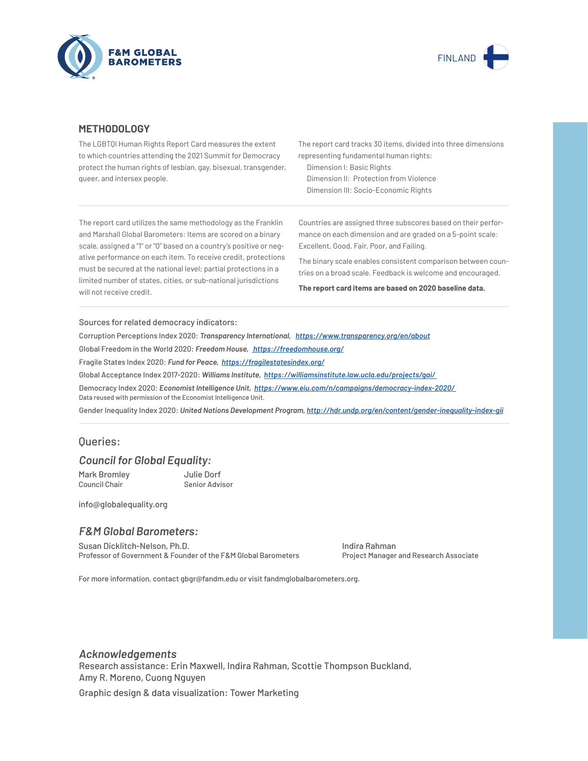F&M GLOBAL BAROMETERS

FINLAND

## METHODOLOGY

The LGBTQI Human Rights Report Card measures the extent to which countries attending the 2021 Summit for Democracy protect the human rights of lesbian, gay, bisexual, transgender, queer, and intersex people.

The report card tracks 30 items, divided into three dimensions representing fundamental human rights:

- Dimension I: Basic Rights
- Dimension II: Protection from Violence
- Dimension III: Socio-Economic Rights

The report card utilizes the same methodology as the Franklin and Marshall Global Barometers: Items are scored on a binary scale, assigned a "1" or "0" based on a country's positive or negative performance on each item. To receive credit, protections must be secured at the national level; partial protections in a limited number of states, cities, or sub-national jurisdictions will not receive credit.

Countries are assigned three subscores based on their performance on each dimension and are graded on a 5-point scale: Excellent, Good, Fair, Poor, and Failing.

The binary scale enables consistent comparison between countries on a broad scale. Feedback is welcome and encouraged.

**The report card items are based on 2020 baseline data.**

Sources for related democracy indicators:

Corruption Perceptions Index 2020: ***Transparency International,*** ***https://www.transparency.org/en/about***

Global Freedom in the World 2020: ***Freedom House,*** ***https://freedomhouse.org/***

Fragile States Index 2020: ***Fund for Peace,*** ***https://fragilestatesindex.org/***

Global Acceptance Index 2017-2020: ***Williams Institute,*** ***https://williamsinstitute.law.ucla.edu/projects/gai/***

Democracy Index 2020: ***Economist Intelligence Unit,*** ***https://www.eiu.com/n/campaigns/democracy-index-2020/***
Data reused with permission of the Economist Intelligence Unit.

Gender Inequality Index 2020: ***United Nations Development Program,*** ***http://hdr.undp.org/en/content/gender-inequality-index-gii***

## Queries:

### *Council for Global Equality:*

Mark Bromley
Council Chair

Julie Dorf
Senior Advisor

info@globalequality.org

### *F&M Global Barometers:*

Susan Dicklitch-Nelson, Ph.D.
Professor of Government & Founder of the F&M Global Barometers

Indira Rahman
Project Manager and Research Associate

For more information, contact gbgr@fandm.edu or visit fandmglobalbarometers.org.

### *Acknowledgements*

Research assistance: Erin Maxwell, Indira Rahman, Scottie Thompson Buckland, Amy R. Moreno, Cuong Nguyen

Graphic design & data visualization: Tower Marketing